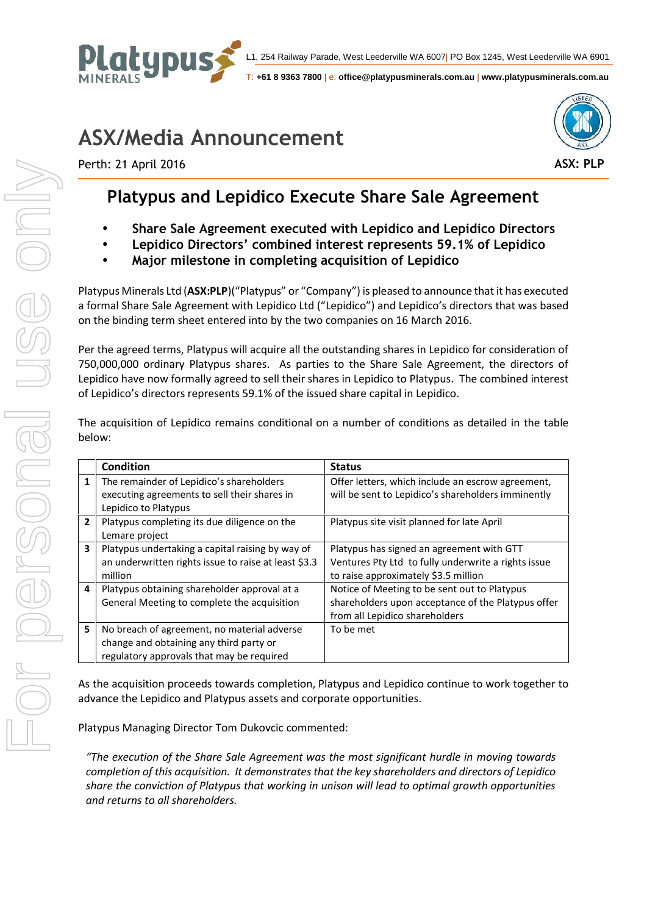L1, 254 Railway Parade, West Leederville WA 6007| PO Box 1245, West Leederville WA 6901

T: **+61 8 9363 7800** | e: **office@platypusminerals.com.au** | **www.platypusminerals.com.au**

# ASX/Media Announcement

Perth: 21 April 2016

**ASX: PLP**

## Platypus and Lepidico Execute Share Sale Agreement

- **Share Sale Agreement executed with Lepidico and Lepidico Directors**
- **Lepidico Directors' combined interest represents 59.1% of Lepidico**
- **Major milestone in completing acquisition of Lepidico**

Platypus Minerals Ltd (**ASX:PLP**)("Platypus" or "Company") is pleased to announce that it has executed a formal Share Sale Agreement with Lepidico Ltd ("Lepidico") and Lepidico's directors that was based on the binding term sheet entered into by the two companies on 16 March 2016.

Per the agreed terms, Platypus will acquire all the outstanding shares in Lepidico for consideration of 750,000,000 ordinary Platypus shares. As parties to the Share Sale Agreement, the directors of Lepidico have now formally agreed to sell their shares in Lepidico to Platypus. The combined interest of Lepidico's directors represents 59.1% of the issued share capital in Lepidico.

The acquisition of Lepidico remains conditional on a number of conditions as detailed in the table below:

| | Condition | Status |
|---|---|---|
| **1** | The remainder of Lepidico's shareholders executing agreements to sell their shares in Lepidico to Platypus | Offer letters, which include an escrow agreement, will be sent to Lepidico's shareholders imminently |
| **2** | Platypus completing its due diligence on the Lemare project | Platypus site visit planned for late April |
| **3** | Platypus undertaking a capital raising by way of an underwritten rights issue to raise at least $3.3 million | Platypus has signed an agreement with GTT Ventures Pty Ltd to fully underwrite a rights issue to raise approximately $3.5 million |
| **4** | Platypus obtaining shareholder approval at a General Meeting to complete the acquisition | Notice of Meeting to be sent out to Platypus shareholders upon acceptance of the Platypus offer from all Lepidico shareholders |
| **5** | No breach of agreement, no material adverse change and obtaining any third party or regulatory approvals that may be required | To be met |

As the acquisition proceeds towards completion, Platypus and Lepidico continue to work together to advance the Lepidico and Platypus assets and corporate opportunities.

Platypus Managing Director Tom Dukovcic commented:

*"The execution of the Share Sale Agreement was the most significant hurdle in moving towards completion of this acquisition. It demonstrates that the key shareholders and directors of Lepidico share the conviction of Platypus that working in unison will lead to optimal growth opportunities and returns to all shareholders.*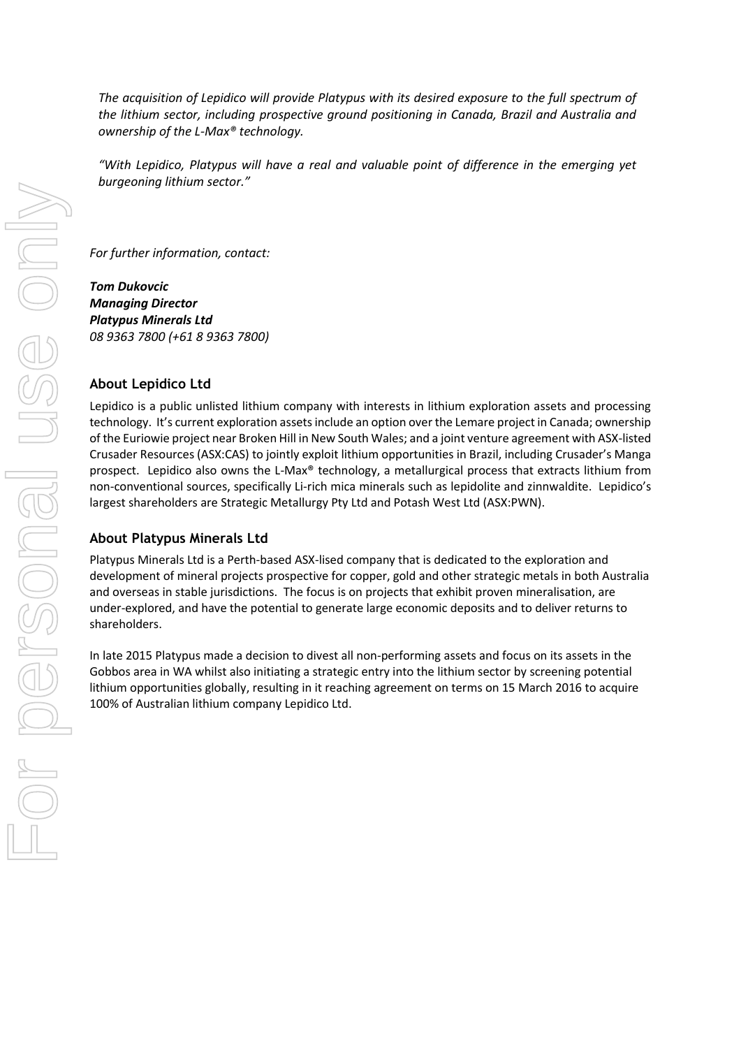*The acquisition of Lepidico will provide Platypus with its desired exposure to the full spectrum of the lithium sector, including prospective ground positioning in Canada, Brazil and Australia and ownership of the L-Max® technology.*

*"With Lepidico, Platypus will have a real and valuable point of difference in the emerging yet burgeoning lithium sector."*

*For further information, contact:*

***Tom Dukovcic***
***Managing Director***
***Platypus Minerals Ltd***
*08 9363 7800 (+61 8 9363 7800)*

## About Lepidico Ltd

Lepidico is a public unlisted lithium company with interests in lithium exploration assets and processing technology. It's current exploration assets include an option over the Lemare project in Canada; ownership of the Euriowie project near Broken Hill in New South Wales; and a joint venture agreement with ASX-listed Crusader Resources (ASX:CAS) to jointly exploit lithium opportunities in Brazil, including Crusader's Manga prospect. Lepidico also owns the L-Max® technology, a metallurgical process that extracts lithium from non-conventional sources, specifically Li-rich mica minerals such as lepidolite and zinnwaldite. Lepidico's largest shareholders are Strategic Metallurgy Pty Ltd and Potash West Ltd (ASX:PWN).

## About Platypus Minerals Ltd

Platypus Minerals Ltd is a Perth-based ASX-lised company that is dedicated to the exploration and development of mineral projects prospective for copper, gold and other strategic metals in both Australia and overseas in stable jurisdictions. The focus is on projects that exhibit proven mineralisation, are under-explored, and have the potential to generate large economic deposits and to deliver returns to shareholders.

In late 2015 Platypus made a decision to divest all non-performing assets and focus on its assets in the Gobbos area in WA whilst also initiating a strategic entry into the lithium sector by screening potential lithium opportunities globally, resulting in it reaching agreement on terms on 15 March 2016 to acquire 100% of Australian lithium company Lepidico Ltd.